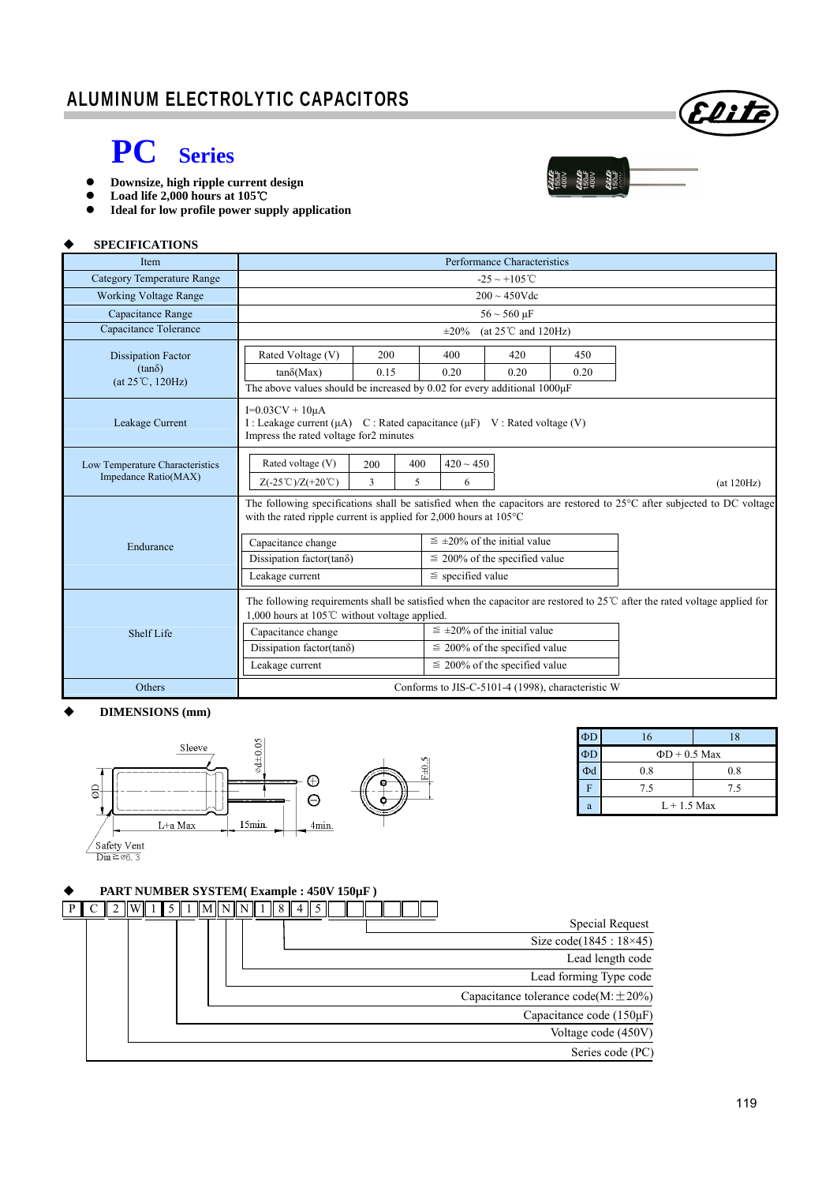# ALUMINUM ELECTROLYTIC CAPACITORS

## PC Series

- **Downsize, high ripple current design**
- **Load life 2,000 hours at 105℃**
- **Ideal for low profile power supply application**

### ◆ SPECIFICATIONS

| Item | Performance Characteristics |
|---|---|
| Category Temperature Range | -25 ~ +105℃ |
| Working Voltage Range | 200 ~ 450Vdc |
| Capacitance Range | 56 ~ 560 µF |
| Capacitance Tolerance | ±20% (at 25℃ and 120Hz) |
| Dissipation Factor (tanδ) (at 25℃, 120Hz) | Rated Voltage (V): 200 / 400 / 420 / 450; tanδ(Max): 0.15 / 0.20 / 0.20 / 0.20. The above values should be increased by 0.02 for every additional 1000µF |
| Leakage Current | I=0.03CV + 10µA<br>I : Leakage current (µA) C : Rated capacitance (µF) V : Rated voltage (V)<br>Impress the rated voltage for2 minutes |
| Low Temperature Characteristics Impedance Ratio(MAX) | Rated voltage (V): 200 / 400 / 420 ~ 450; Z(-25℃)/Z(+20℃): 3 / 5 / 6 (at 120Hz) |
| Endurance | The following specifications shall be satisfied when the capacitors are restored to 25°C after subjected to DC voltage with the rated ripple current is applied for 2,000 hours at 105°C<br>Capacitance change: ≦ ±20% of the initial value<br>Dissipation factor(tanδ): ≦ 200% of the specified value<br>Leakage current: ≦ specified value |
| Shelf Life | The following requirements shall be satisfied when the capacitor are restored to 25℃ after the rated voltage applied for 1,000 hours at 105℃ without voltage applied.<br>Capacitance change: ≦ ±20% of the initial value<br>Dissipation factor(tanδ): ≦ 200% of the specified value<br>Leakage current: ≦ 200% of the specified value |
| Others | Conforms to JIS-C-5101-4 (1998), characteristic W |

### ◆ DIMENSIONS (mm)

Sleeve
ΦD
L+a Max
15min.
4min.
Φd±0.05
F±0.5
Safety Vent
Dia≧Φ6.3

| ΦD | 16 | 18 |
|---|---|---|
| ΦD | ΦD + 0.5 Max | |
| Φd | 0.8 | 0.8 |
| F | 7.5 | 7.5 |
| a | L + 1.5 Max | |

### ◆ PART NUMBER SYSTEM( Example : 450V 150µF )

P C 2 W 1 5 1 M N N 1 8 4 5 □ □ □ □ □ □

- Special Request
- Size code(1845 : 18×45)
- Lead length code
- Lead forming Type code
- Capacitance tolerance code(M:±20%)
- Capacitance code (150µF)
- Voltage code (450V)
- Series code (PC)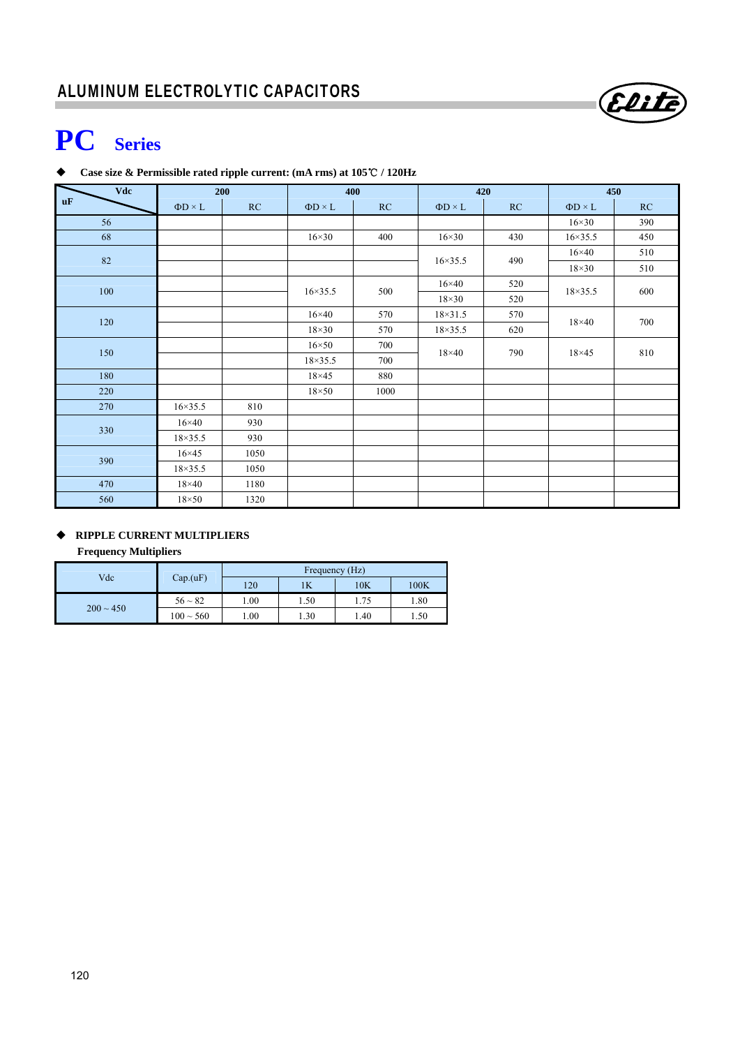## ALUMINUM ELECTROLYTIC CAPACITORS

# PC Series

◆ **Case size & Permissible rated ripple current: (mA rms) at 105℃ / 120Hz**

| Vdc / uF | 200 | | 400 | | 420 | | 450 | |
|---|---|---|---|---|---|---|---|---|
| | ΦD × L | RC | ΦD × L | RC | ΦD × L | RC | ΦD × L | RC |
| 56 | | | | | | | 16×30 | 390 |
| 68 | | | 16×30 | 400 | 16×30 | 430 | 16×35.5 | 450 |
| 82 | | | | | 16×35.5 | 490 | 16×40 | 510 |
| | | | | | | | 18×30 | 510 |
| 100 | | | 16×35.5 | 500 | 16×40 | 520 | 18×35.5 | 600 |
| | | | | | 18×30 | 520 | | |
| 120 | | | 16×40 | 570 | 18×31.5 | 570 | 18×40 | 700 |
| | | | 18×30 | 570 | 18×35.5 | 620 | | |
| 150 | | | 16×50 | 700 | 18×40 | 790 | 18×45 | 810 |
| | | | 18×35.5 | 700 | | | | |
| 180 | | | 18×45 | 880 | | | | |
| 220 | | | 18×50 | 1000 | | | | |
| 270 | 16×35.5 | 810 | | | | | | |
| 330 | 16×40 | 930 | | | | | | |
| | 18×35.5 | 930 | | | | | | |
| 390 | 16×45 | 1050 | | | | | | |
| | 18×35.5 | 1050 | | | | | | |
| 470 | 18×40 | 1180 | | | | | | |
| 560 | 18×50 | 1320 | | | | | | |

◆ **RIPPLE CURRENT MULTIPLIERS**

**Frequency Multipliers**

| Vdc | Cap.(uF) | Frequency (Hz) | | | |
|---|---|---|---|---|---|
| | | 120 | 1K | 10K | 100K |
| 200 ~ 450 | 56 ~ 82 | 1.00 | 1.50 | 1.75 | 1.80 |
| | 100 ~ 560 | 1.00 | 1.30 | 1.40 | 1.50 |